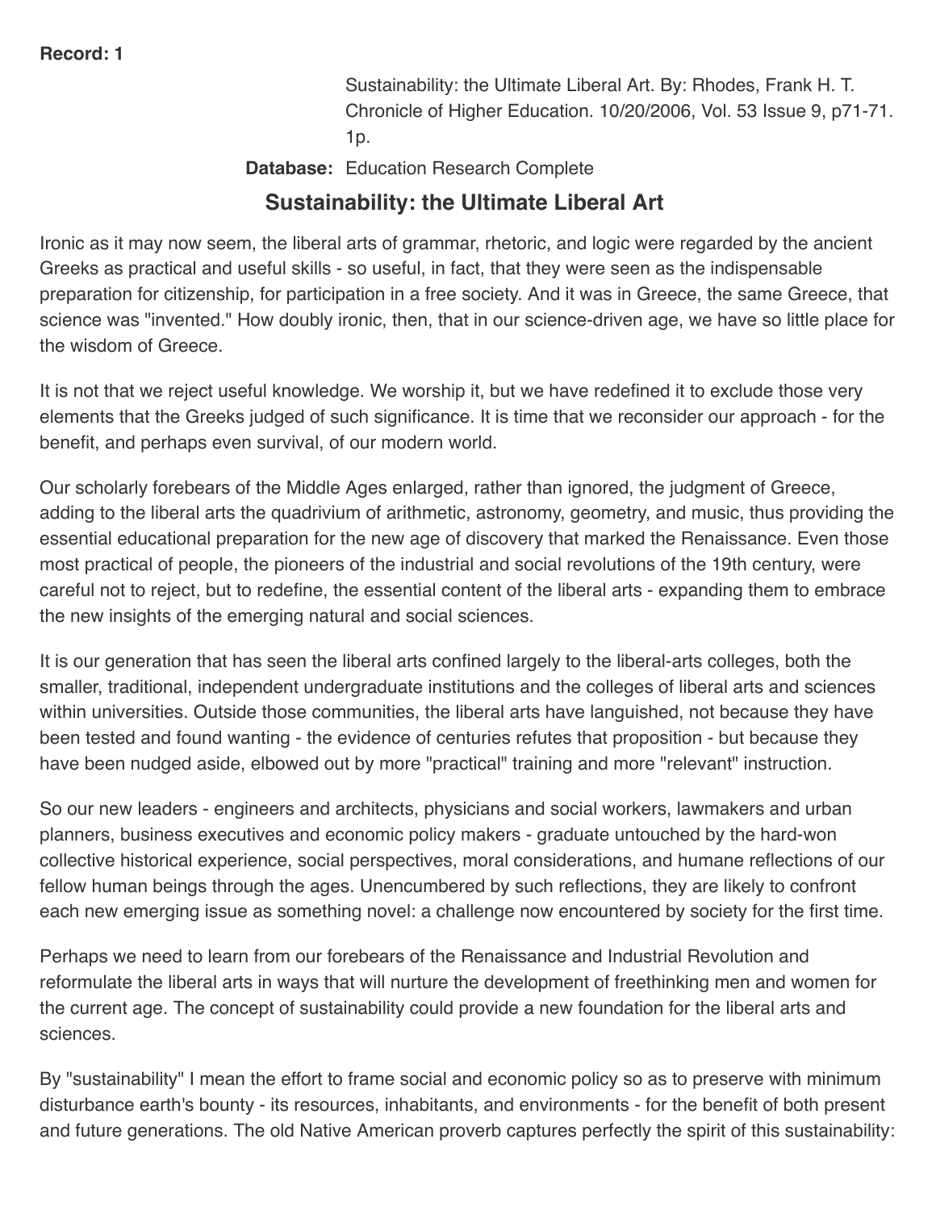**Record: 1**

Sustainability: the Ultimate Liberal Art. By: Rhodes, Frank H. T. Chronicle of Higher Education. 10/20/2006, Vol. 53 Issue 9, p71-71. 1p.

**Database:** Education Research Complete

## Sustainability: the Ultimate Liberal Art

Ironic as it may now seem, the liberal arts of grammar, rhetoric, and logic were regarded by the ancient Greeks as practical and useful skills - so useful, in fact, that they were seen as the indispensable preparation for citizenship, for participation in a free society. And it was in Greece, the same Greece, that science was "invented." How doubly ironic, then, that in our science-driven age, we have so little place for the wisdom of Greece.

It is not that we reject useful knowledge. We worship it, but we have redefined it to exclude those very elements that the Greeks judged of such significance. It is time that we reconsider our approach - for the benefit, and perhaps even survival, of our modern world.

Our scholarly forebears of the Middle Ages enlarged, rather than ignored, the judgment of Greece, adding to the liberal arts the quadrivium of arithmetic, astronomy, geometry, and music, thus providing the essential educational preparation for the new age of discovery that marked the Renaissance. Even those most practical of people, the pioneers of the industrial and social revolutions of the 19th century, were careful not to reject, but to redefine, the essential content of the liberal arts - expanding them to embrace the new insights of the emerging natural and social sciences.

It is our generation that has seen the liberal arts confined largely to the liberal-arts colleges, both the smaller, traditional, independent undergraduate institutions and the colleges of liberal arts and sciences within universities. Outside those communities, the liberal arts have languished, not because they have been tested and found wanting - the evidence of centuries refutes that proposition - but because they have been nudged aside, elbowed out by more "practical" training and more "relevant" instruction.

So our new leaders - engineers and architects, physicians and social workers, lawmakers and urban planners, business executives and economic policy makers - graduate untouched by the hard-won collective historical experience, social perspectives, moral considerations, and humane reflections of our fellow human beings through the ages. Unencumbered by such reflections, they are likely to confront each new emerging issue as something novel: a challenge now encountered by society for the first time.

Perhaps we need to learn from our forebears of the Renaissance and Industrial Revolution and reformulate the liberal arts in ways that will nurture the development of freethinking men and women for the current age. The concept of sustainability could provide a new foundation for the liberal arts and sciences.

By "sustainability" I mean the effort to frame social and economic policy so as to preserve with minimum disturbance earth's bounty - its resources, inhabitants, and environments - for the benefit of both present and future generations. The old Native American proverb captures perfectly the spirit of this sustainability: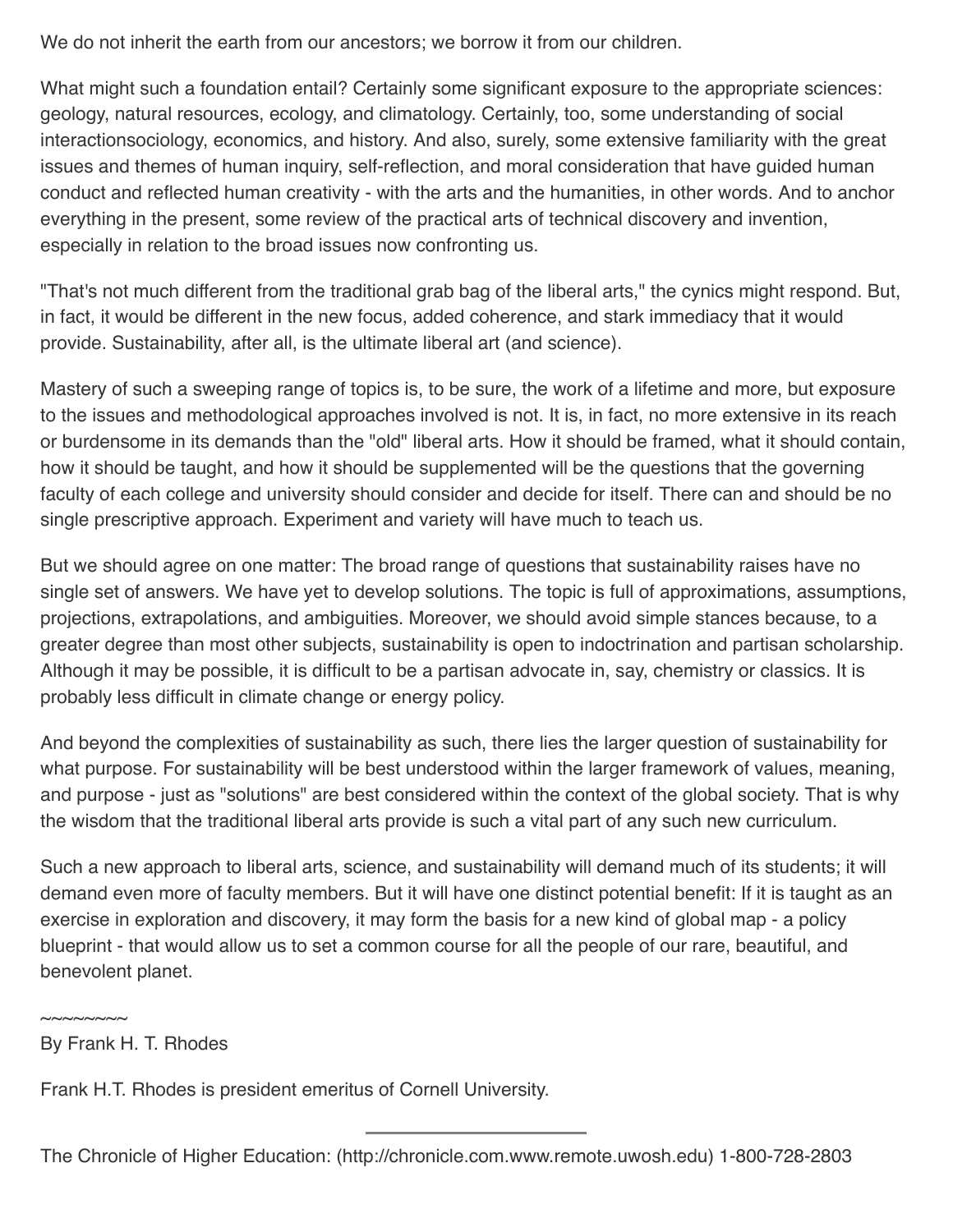We do not inherit the earth from our ancestors; we borrow it from our children.

What might such a foundation entail? Certainly some significant exposure to the appropriate sciences: geology, natural resources, ecology, and climatology. Certainly, too, some understanding of social interactionsociology, economics, and history. And also, surely, some extensive familiarity with the great issues and themes of human inquiry, self-reflection, and moral consideration that have guided human conduct and reflected human creativity - with the arts and the humanities, in other words. And to anchor everything in the present, some review of the practical arts of technical discovery and invention, especially in relation to the broad issues now confronting us.

"That's not much different from the traditional grab bag of the liberal arts," the cynics might respond. But, in fact, it would be different in the new focus, added coherence, and stark immediacy that it would provide. Sustainability, after all, is the ultimate liberal art (and science).

Mastery of such a sweeping range of topics is, to be sure, the work of a lifetime and more, but exposure to the issues and methodological approaches involved is not. It is, in fact, no more extensive in its reach or burdensome in its demands than the "old" liberal arts. How it should be framed, what it should contain, how it should be taught, and how it should be supplemented will be the questions that the governing faculty of each college and university should consider and decide for itself. There can and should be no single prescriptive approach. Experiment and variety will have much to teach us.

But we should agree on one matter: The broad range of questions that sustainability raises have no single set of answers. We have yet to develop solutions. The topic is full of approximations, assumptions, projections, extrapolations, and ambiguities. Moreover, we should avoid simple stances because, to a greater degree than most other subjects, sustainability is open to indoctrination and partisan scholarship. Although it may be possible, it is difficult to be a partisan advocate in, say, chemistry or classics. It is probably less difficult in climate change or energy policy.

And beyond the complexities of sustainability as such, there lies the larger question of sustainability for what purpose. For sustainability will be best understood within the larger framework of values, meaning, and purpose - just as "solutions" are best considered within the context of the global society. That is why the wisdom that the traditional liberal arts provide is such a vital part of any such new curriculum.

Such a new approach to liberal arts, science, and sustainability will demand much of its students; it will demand even more of faculty members. But it will have one distinct potential benefit: If it is taught as an exercise in exploration and discovery, it may form the basis for a new kind of global map - a policy blueprint - that would allow us to set a common course for all the people of our rare, beautiful, and benevolent planet.

~~~~~~~~

By Frank H. T. Rhodes

Frank H.T. Rhodes is president emeritus of Cornell University.

---

The Chronicle of Higher Education: (http://chronicle.com.www.remote.uwosh.edu) 1-800-728-2803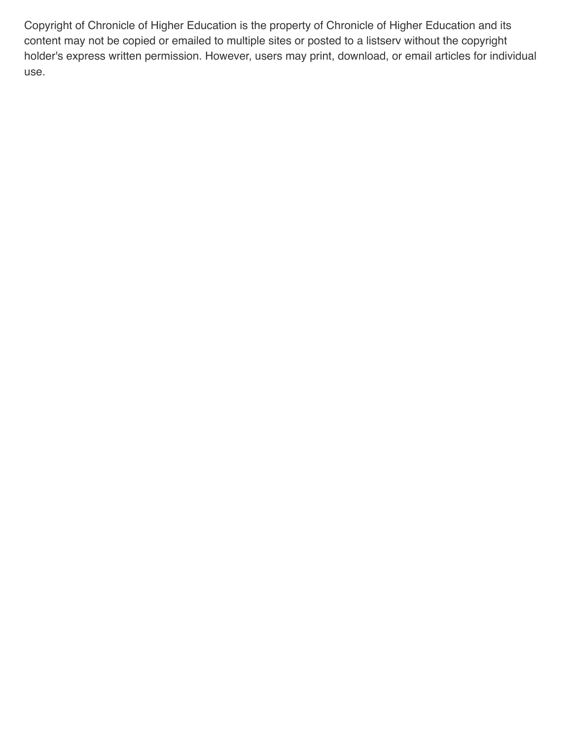Copyright of Chronicle of Higher Education is the property of Chronicle of Higher Education and its content may not be copied or emailed to multiple sites or posted to a listserv without the copyright holder's express written permission. However, users may print, download, or email articles for individual use.